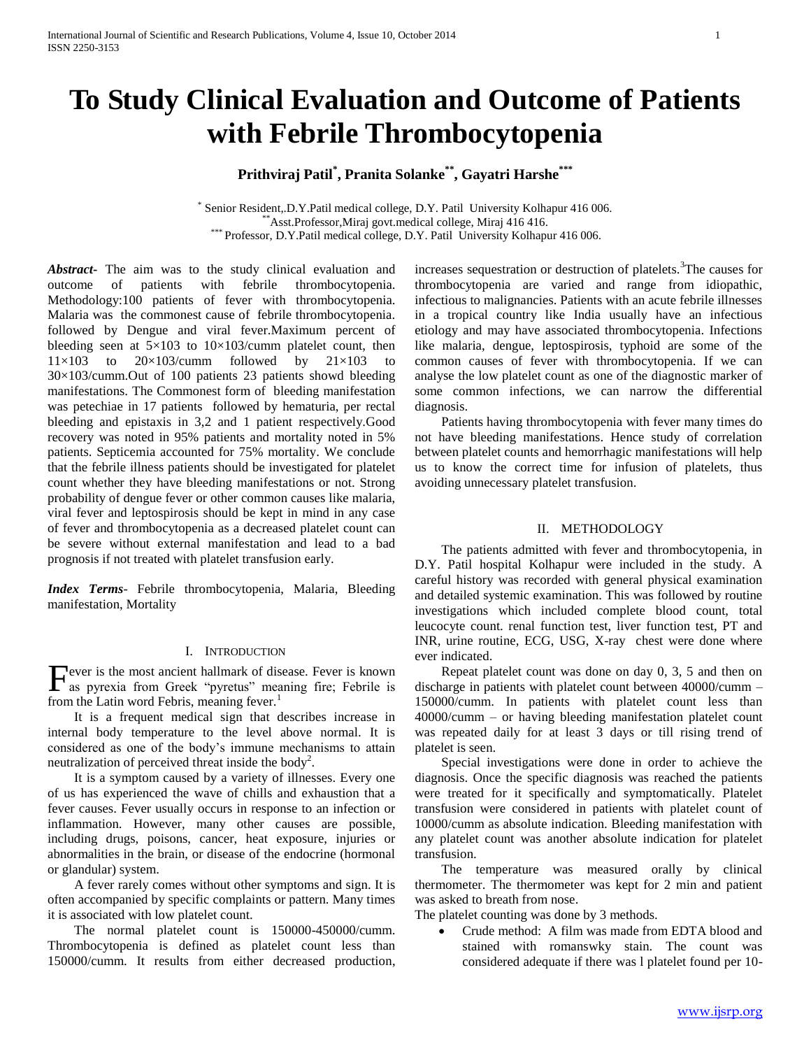# To Study Clinical Evaluation and Outcome of Patients with Febrile Thrombocytopenia

**Prithviraj Patil[*], Pranita Solanke[**], Gayatri Harshe[***]**

[*] Senior Resident,.D.Y.Patil medical college, D.Y. Patil University Kolhapur 416 006.
[**] Asst.Professor,Miraj govt.medical college, Miraj 416 416.
[***] Professor, D.Y.Patil medical college, D.Y. Patil University Kolhapur 416 006.

***Abstract*-** The aim was to the study clinical evaluation and outcome of patients with febrile thrombocytopenia. Methodology:100 patients of fever with thrombocytopenia. Malaria was the commonest cause of febrile thrombocytopenia. followed by Dengue and viral fever.Maximum percent of bleeding seen at 5×103 to 10×103/cumm platelet count, then 11×103 to 20×103/cumm followed by 21×103 to 30×103/cumm.Out of 100 patients 23 patients showd bleeding manifestations. The Commonest form of bleeding manifestation was petechiae in 17 patients followed by hematuria, per rectal bleeding and epistaxis in 3,2 and 1 patient respectively.Good recovery was noted in 95% patients and mortality noted in 5% patients. Septicemia accounted for 75% mortality. We conclude that the febrile illness patients should be investigated for platelet count whether they have bleeding manifestations or not. Strong probability of dengue fever or other common causes like malaria, viral fever and leptospirosis should be kept in mind in any case of fever and thrombocytopenia as a decreased platelet count can be severe without external manifestation and lead to a bad prognosis if not treated with platelet transfusion early.

***Index Terms*-** Febrile thrombocytopenia, Malaria, Bleeding manifestation, Mortality

## I. Introduction

Fever is the most ancient hallmark of disease. Fever is known as pyrexia from Greek "pyretus" meaning fire; Febrile is from the Latin word Febris, meaning fever.[1]

It is a frequent medical sign that describes increase in internal body temperature to the level above normal. It is considered as one of the body's immune mechanisms to attain neutralization of perceived threat inside the body[2].

It is a symptom caused by a variety of illnesses. Every one of us has experienced the wave of chills and exhaustion that a fever causes. Fever usually occurs in response to an infection or inflammation. However, many other causes are possible, including drugs, poisons, cancer, heat exposure, injuries or abnormalities in the brain, or disease of the endocrine (hormonal or glandular) system.

A fever rarely comes without other symptoms and sign. It is often accompanied by specific complaints or pattern. Many times it is associated with low platelet count.

The normal platelet count is 150000-450000/cumm. Thrombocytopenia is defined as platelet count less than 150000/cumm. It results from either decreased production, increases sequestration or destruction of platelets.[3]The causes for thrombocytopenia are varied and range from idiopathic, infectious to malignancies. Patients with an acute febrile illnesses in a tropical country like India usually have an infectious etiology and may have associated thrombocytopenia. Infections like malaria, dengue, leptospirosis, typhoid are some of the common causes of fever with thrombocytopenia. If we can analyse the low platelet count as one of the diagnostic marker of some common infections, we can narrow the differential diagnosis.

Patients having thrombocytopenia with fever many times do not have bleeding manifestations. Hence study of correlation between platelet counts and hemorrhagic manifestations will help us to know the correct time for infusion of platelets, thus avoiding unnecessary platelet transfusion.

## II. Methodology

The patients admitted with fever and thrombocytopenia, in D.Y. Patil hospital Kolhapur were included in the study. A careful history was recorded with general physical examination and detailed systemic examination. This was followed by routine investigations which included complete blood count, total leucocyte count. renal function test, liver function test, PT and INR, urine routine, ECG, USG, X-ray chest were done where ever indicated.

Repeat platelet count was done on day 0, 3, 5 and then on discharge in patients with platelet count between 40000/cumm – 150000/cumm. In patients with platelet count less than 40000/cumm – or having bleeding manifestation platelet count was repeated daily for at least 3 days or till rising trend of platelet is seen.

Special investigations were done in order to achieve the diagnosis. Once the specific diagnosis was reached the patients were treated for it specifically and symptomatically. Platelet transfusion were considered in patients with platelet count of 10000/cumm as absolute indication. Bleeding manifestation with any platelet count was another absolute indication for platelet transfusion.

The temperature was measured orally by clinical thermometer. The thermometer was kept for 2 min and patient was asked to breath from nose.

The platelet counting was done by 3 methods.

- Crude method: A film was made from EDTA blood and stained with romanswky stain. The count was considered adequate if there was l platelet found per 10-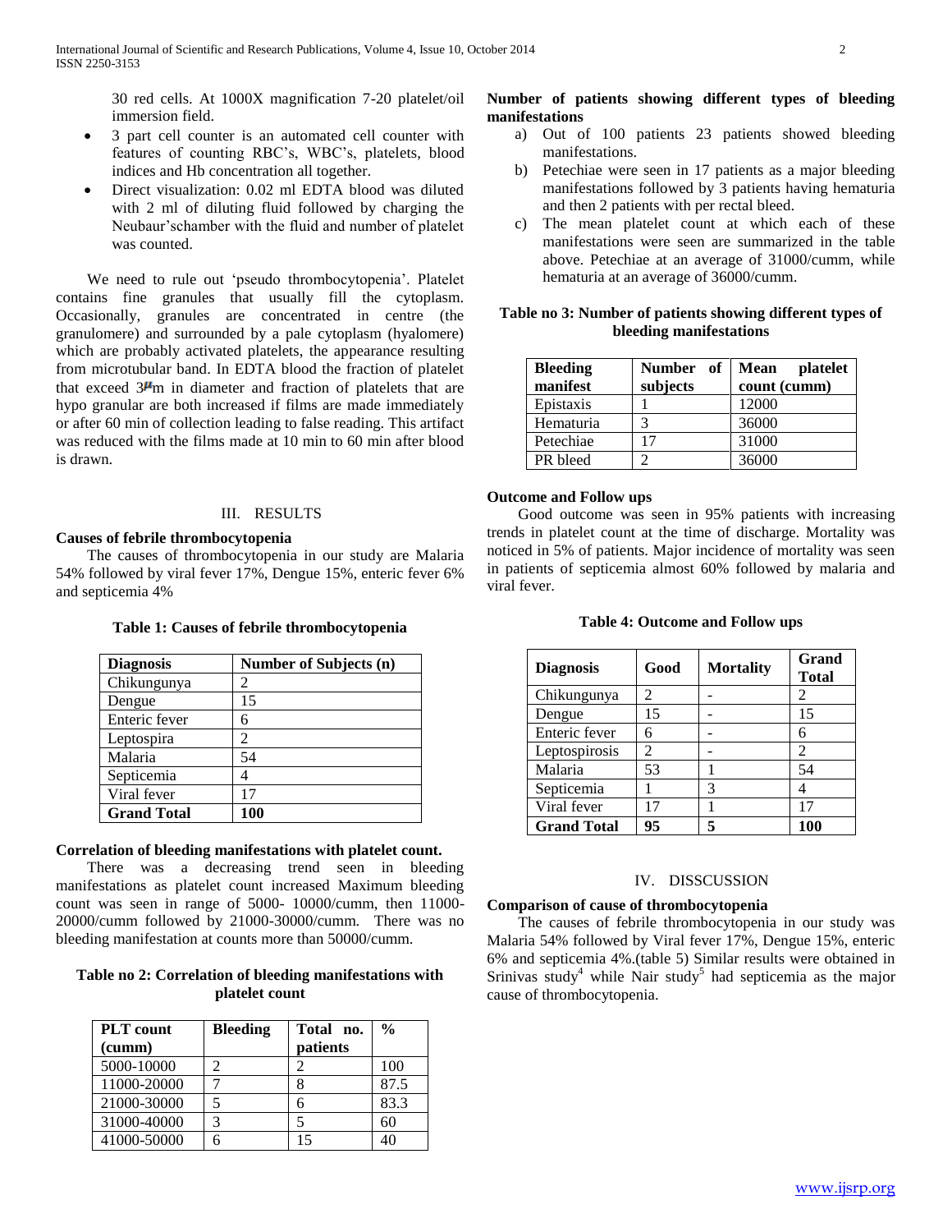30 red cells. At 1000X magnification 7-20 platelet/oil immersion field.

- 3 part cell counter is an automated cell counter with features of counting RBC's, WBC's, platelets, blood indices and Hb concentration all together.
- Direct visualization: 0.02 ml EDTA blood was diluted with 2 ml of diluting fluid followed by charging the Neubaur'schamber with the fluid and number of platelet was counted.

We need to rule out 'pseudo thrombocytopenia'. Platelet contains fine granules that usually fill the cytoplasm. Occasionally, granules are concentrated in centre (the granulomere) and surrounded by a pale cytoplasm (hyalomere) which are probably activated platelets, the appearance resulting from microtubular band. In EDTA blood the fraction of platelet that exceed 3µm in diameter and fraction of platelets that are hypo granular are both increased if films are made immediately or after 60 min of collection leading to false reading. This artifact was reduced with the films made at 10 min to 60 min after blood is drawn.

## III. RESULTS

**Causes of febrile thrombocytopenia**

The causes of thrombocytopenia in our study are Malaria 54% followed by viral fever 17%, Dengue 15%, enteric fever 6% and septicemia 4%

**Table 1: Causes of febrile thrombocytopenia**

| Diagnosis | Number of Subjects (n) |
|---|---|
| Chikungunya | 2 |
| Dengue | 15 |
| Enteric fever | 6 |
| Leptospira | 2 |
| Malaria | 54 |
| Septicemia | 4 |
| Viral fever | 17 |
| **Grand Total** | **100** |

**Correlation of bleeding manifestations with platelet count.**

There was a decreasing trend seen in bleeding manifestations as platelet count increased Maximum bleeding count was seen in range of 5000- 10000/cumm, then 11000-20000/cumm followed by 21000-30000/cumm. There was no bleeding manifestation at counts more than 50000/cumm.

**Table no 2: Correlation of bleeding manifestations with platelet count**

| PLT count (cumm) | Bleeding | Total no. patients | % |
|---|---|---|---|
| 5000-10000 | 2 | 2 | 100 |
| 11000-20000 | 7 | 8 | 87.5 |
| 21000-30000 | 5 | 6 | 83.3 |
| 31000-40000 | 3 | 5 | 60 |
| 41000-50000 | 6 | 15 | 40 |

**Number of patients showing different types of bleeding manifestations**

a) Out of 100 patients 23 patients showed bleeding manifestations.
b) Petechiae were seen in 17 patients as a major bleeding manifestations followed by 3 patients having hematuria and then 2 patients with per rectal bleed.
c) The mean platelet count at which each of these manifestations were seen are summarized in the table above. Petechiae at an average of 31000/cumm, while hematuria at an average of 36000/cumm.

**Table no 3: Number of patients showing different types of bleeding manifestations**

| Bleeding manifest | Number of subjects | Mean platelet count (cumm) |
|---|---|---|
| Epistaxis | 1 | 12000 |
| Hematuria | 3 | 36000 |
| Petechiae | 17 | 31000 |
| PR bleed | 2 | 36000 |

**Outcome and Follow ups**

Good outcome was seen in 95% patients with increasing trends in platelet count at the time of discharge. Mortality was noticed in 5% of patients. Major incidence of mortality was seen in patients of septicemia almost 60% followed by malaria and viral fever.

**Table 4: Outcome and Follow ups**

| Diagnosis | Good | Mortality | Grand Total |
|---|---|---|---|
| Chikungunya | 2 | - | 2 |
| Dengue | 15 | - | 15 |
| Enteric fever | 6 | - | 6 |
| Leptospirosis | 2 | - | 2 |
| Malaria | 53 | 1 | 54 |
| Septicemia | 1 | 3 | 4 |
| Viral fever | 17 | 1 | 17 |
| **Grand Total** | **95** | **5** | **100** |

## IV. DISSCUSSION

**Comparison of cause of thrombocytopenia**

The causes of febrile thrombocytopenia in our study was Malaria 54% followed by Viral fever 17%, Dengue 15%, enteric 6% and septicemia 4%.(table 5) Similar results were obtained in Srinivas study[4] while Nair study[5] had septicemia as the major cause of thrombocytopenia.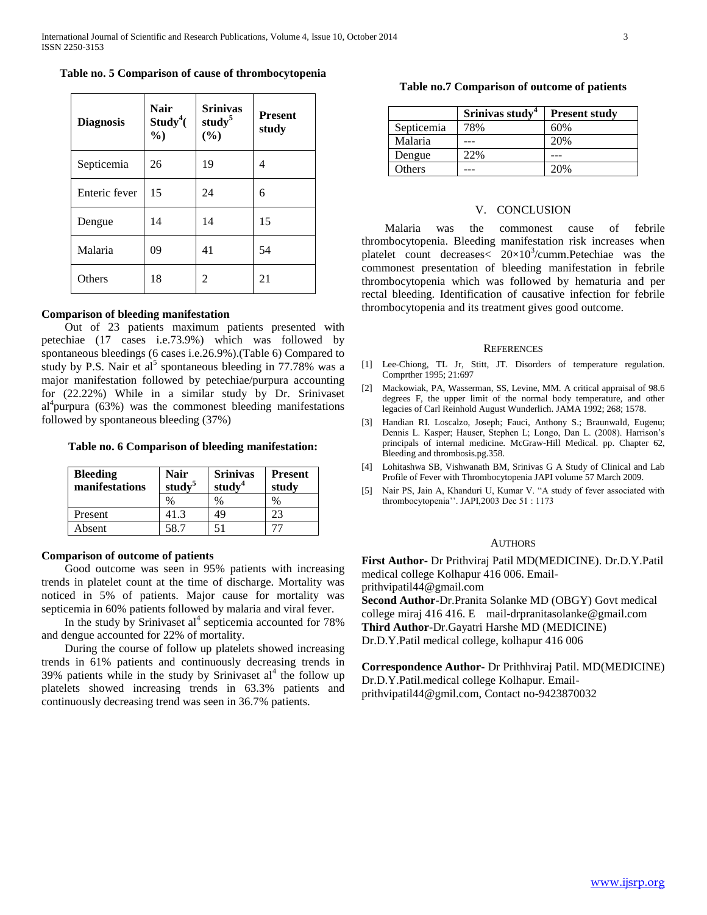**Table no. 5 Comparison of cause of thrombocytopenia**

| Diagnosis | Nair Study[4](%) | Srinivas study[5] (%) | Present study |
|---|---|---|---|
| Septicemia | 26 | 19 | 4 |
| Enteric fever | 15 | 24 | 6 |
| Dengue | 14 | 14 | 15 |
| Malaria | 09 | 41 | 54 |
| Others | 18 | 2 | 21 |

**Comparison of bleeding manifestation**

Out of 23 patients maximum patients presented with petechiae (17 cases i.e.73.9%) which was followed by spontaneous bleedings (6 cases i.e.26.9%).(Table 6) Compared to study by P.S. Nair et al[5] spontaneous bleeding in 77.78% was a major manifestation followed by petechiae/purpura accounting for (22.22%) While in a similar study by Dr. Srinivaset al[4]purpura (63%) was the commonest bleeding manifestations followed by spontaneous bleeding (37%)

**Table no. 6 Comparison of bleeding manifestation:**

| Bleeding manifestations | Nair study[5] | Srinivas study[4] | Present study |
|---|---|---|---|
| | % | % | % |
| Present | 41.3 | 49 | 23 |
| Absent | 58.7 | 51 | 77 |

**Comparison of outcome of patients**

Good outcome was seen in 95% patients with increasing trends in platelet count at the time of discharge. Mortality was noticed in 5% of patients. Major cause for mortality was septicemia in 60% patients followed by malaria and viral fever.

In the study by Srinivaset al[4] septicemia accounted for 78% and dengue accounted for 22% of mortality.

During the course of follow up platelets showed increasing trends in 61% patients and continuously decreasing trends in 39% patients while in the study by Srinivaset al[4] the follow up platelets showed increasing trends in 63.3% patients and continuously decreasing trend was seen in 36.7% patients.

**Table no.7 Comparison of outcome of patients**

| | Srinivas study[4] | Present study |
|---|---|---|
| Septicemia | 78% | 60% |
| Malaria | --- | 20% |
| Dengue | 22% | --- |
| Others | --- | 20% |

## V. CONCLUSION

Malaria was the commonest cause of febrile thrombocytopenia. Bleeding manifestation risk increases when platelet count decreases< $20\times10^3$/cumm.Petechiae was the commonest presentation of bleeding manifestation in febrile thrombocytopenia which was followed by hematuria and per rectal bleeding. Identification of causative infection for febrile thrombocytopenia and its treatment gives good outcome.

## REFERENCES

[1] Lee-Chiong, TL Jr, Stitt, JT. Disorders of temperature regulation. Comprther 1995; 21:697

[2] Mackowiak, PA, Wasserman, SS, Levine, MM. A critical appraisal of 98.6 degrees F, the upper limit of the normal body temperature, and other legacies of Carl Reinhold August Wunderlich. JAMA 1992; 268; 1578.

[3] Handian RI. Loscalzo, Joseph; Fauci, Anthony S.; Braunwald, Eugenu; Dennis L. Kasper; Hauser, Stephen L; Longo, Dan L. (2008). Harrison's principals of internal medicine. McGraw-Hill Medical. pp. Chapter 62, Bleeding and thrombosis.pg.358.

[4] Lohitashwa SB, Vishwanath BM, Srinivas G A Study of Clinical and Lab Profile of Fever with Thrombocytopenia JAPI volume 57 March 2009.

[5] Nair PS, Jain A, Khanduri U, Kumar V. "A study of fever associated with thrombocytopenia''. JAPI,2003 Dec 51 : 1173

## AUTHORS

**First Author-** Dr Prithviraj Patil MD(MEDICINE). Dr.D.Y.Patil medical college Kolhapur 416 006. Email-prithvipatil44@gmail.com

**Second Author-**Dr.Pranita Solanke MD (OBGY) Govt medical college miraj 416 416. E mail-drpranitasolanke@gmail.com

**Third Author-**Dr.Gayatri Harshe MD (MEDICINE) Dr.D.Y.Patil medical college, kolhapur 416 006

**Correspondence Author-** Dr Prithhviraj Patil. MD(MEDICINE) Dr.D.Y.Patil.medical college Kolhapur. Email-prithvipatil44@gmil.com, Contact no-9423870032